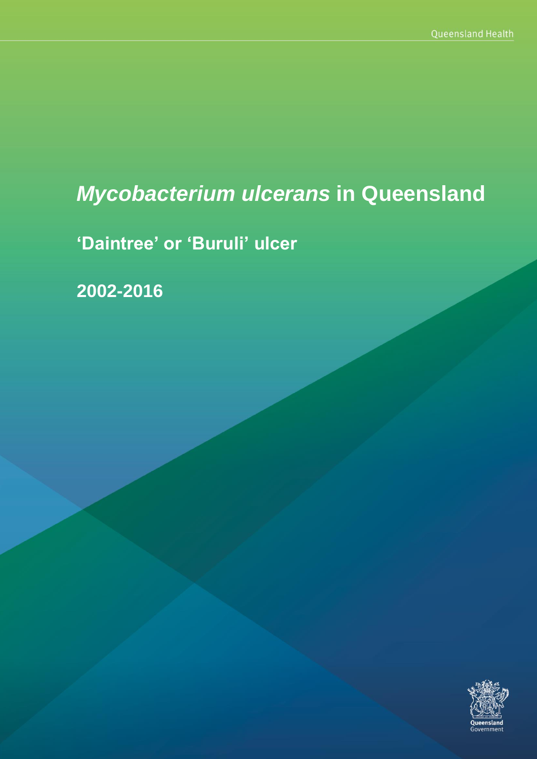# *Mycobacterium ulcerans* in Queensland

## 'Daintree' or 'Buruli' ulcer

## 2002-2016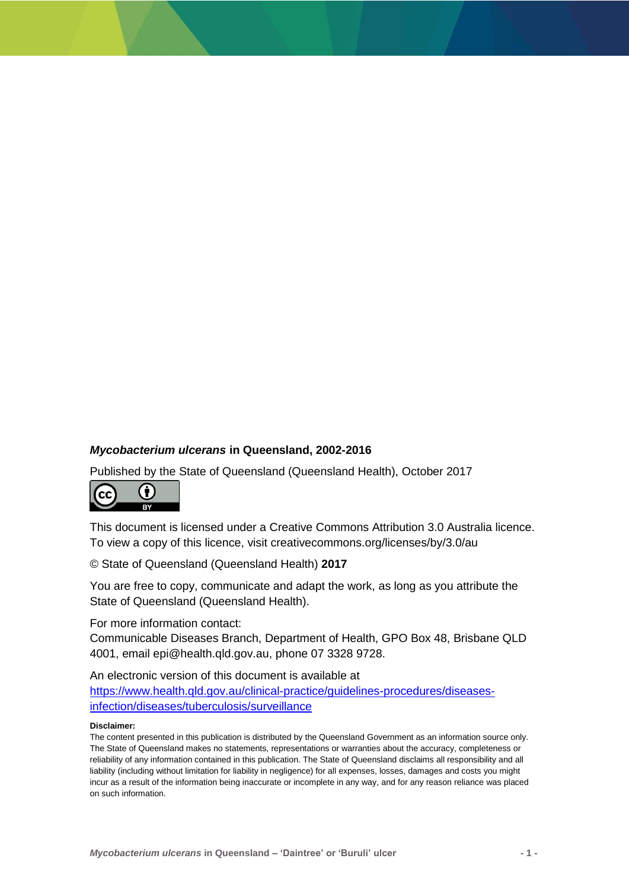***Mycobacterium ulcerans*** **in Queensland, 2002-2016**

Published by the State of Queensland (Queensland Health), October 2017

This document is licensed under a Creative Commons Attribution 3.0 Australia licence. To view a copy of this licence, visit creativecommons.org/licenses/by/3.0/au

© State of Queensland (Queensland Health) **2017**

You are free to copy, communicate and adapt the work, as long as you attribute the State of Queensland (Queensland Health).

For more information contact:
Communicable Diseases Branch, Department of Health, GPO Box 48, Brisbane QLD 4001, email epi@health.qld.gov.au, phone 07 3328 9728.

An electronic version of this document is available at
https://www.health.qld.gov.au/clinical-practice/guidelines-procedures/diseases-infection/diseases/tuberculosis/surveillance

**Disclaimer:**

The content presented in this publication is distributed by the Queensland Government as an information source only. The State of Queensland makes no statements, representations or warranties about the accuracy, completeness or reliability of any information contained in this publication. The State of Queensland disclaims all responsibility and all liability (including without limitation for liability in negligence) for all expenses, losses, damages and costs you might incur as a result of the information being inaccurate or incomplete in any way, and for any reason reliance was placed on such information.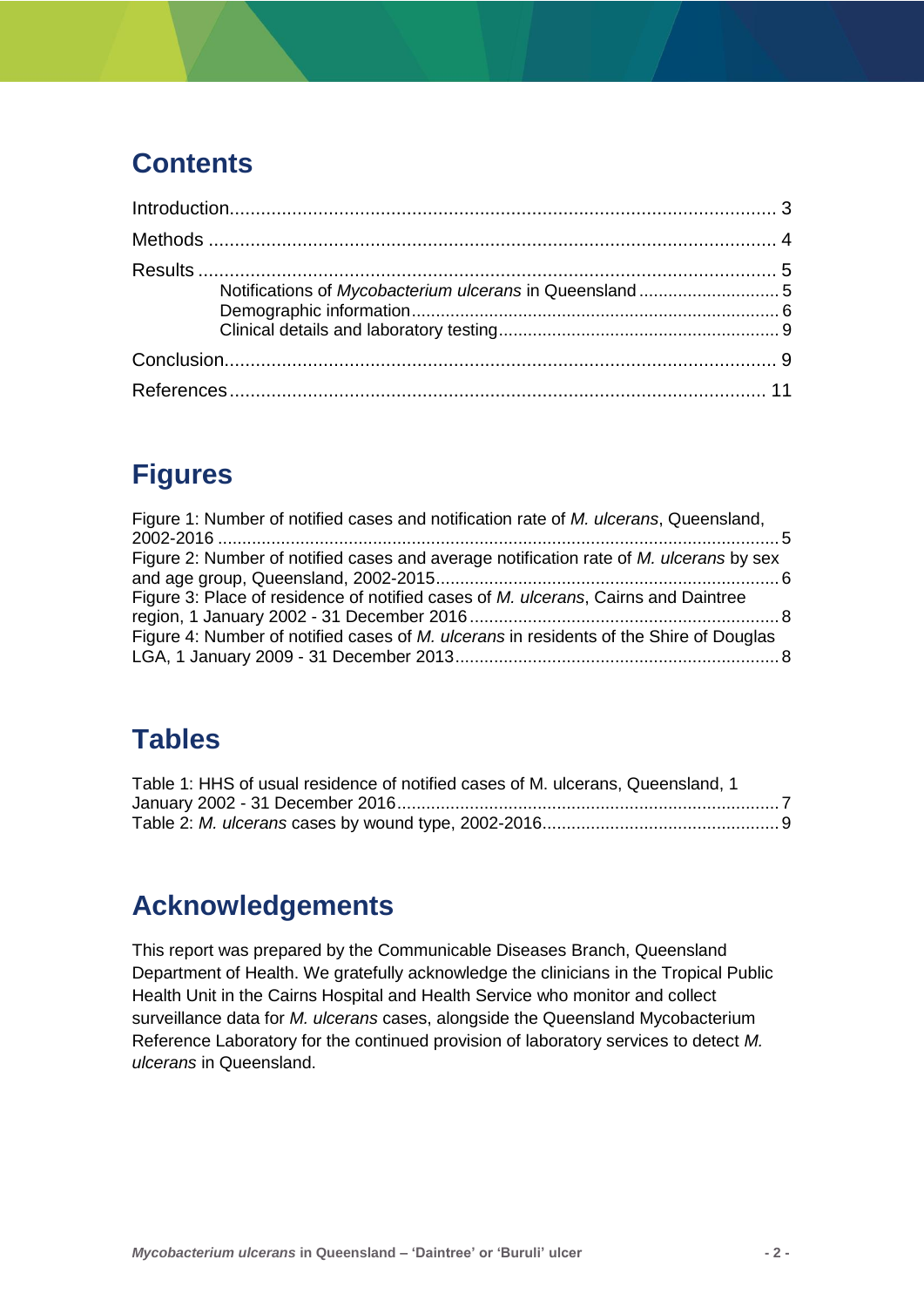## Contents

Introduction........................................................................................................ 3

Methods ............................................................................................................ 4

Results .............................................................................................................. 5

- Notifications of *Mycobacterium ulcerans* in Queensland ............................ 5
- Demographic information........................................................................... 6
- Clinical details and laboratory testing......................................................... 9

Conclusion......................................................................................................... 9

References ....................................................................................................... 11

## Figures

Figure 1: Number of notified cases and notification rate of *M. ulcerans*, Queensland, 2002-2016 .................................................................................................................. 5

Figure 2: Number of notified cases and average notification rate of *M. ulcerans* by sex and age group, Queensland, 2002-2015...................................................................... 6

Figure 3: Place of residence of notified cases of *M. ulcerans*, Cairns and Daintree region, 1 January 2002 - 31 December 2016............................................................... 8

Figure 4: Number of notified cases of *M. ulcerans* in residents of the Shire of Douglas LGA, 1 January 2009 - 31 December 2013.................................................................. 8

## Tables

Table 1: HHS of usual residence of notified cases of M. ulcerans, Queensland, 1 January 2002 - 31 December 2016.............................................................................. 7

Table 2: *M. ulcerans* cases by wound type, 2002-2016................................................ 9

## Acknowledgements

This report was prepared by the Communicable Diseases Branch, Queensland Department of Health. We gratefully acknowledge the clinicians in the Tropical Public Health Unit in the Cairns Hospital and Health Service who monitor and collect surveillance data for *M. ulcerans* cases, alongside the Queensland Mycobacterium Reference Laboratory for the continued provision of laboratory services to detect *M. ulcerans* in Queensland.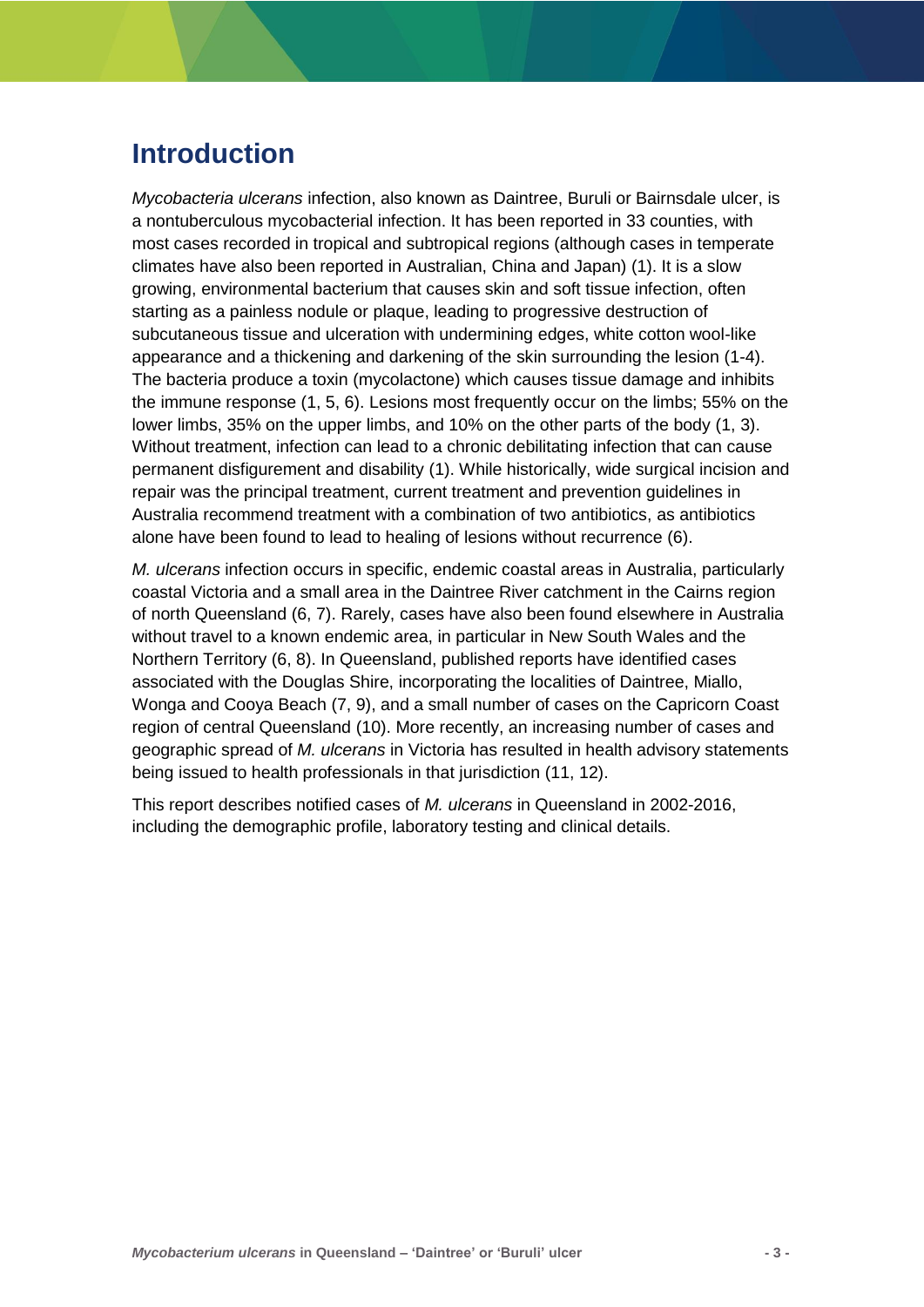# Introduction

*Mycobacteria ulcerans* infection, also known as Daintree, Buruli or Bairnsdale ulcer, is a nontuberculous mycobacterial infection. It has been reported in 33 counties, with most cases recorded in tropical and subtropical regions (although cases in temperate climates have also been reported in Australian, China and Japan) (1). It is a slow growing, environmental bacterium that causes skin and soft tissue infection, often starting as a painless nodule or plaque, leading to progressive destruction of subcutaneous tissue and ulceration with undermining edges, white cotton wool-like appearance and a thickening and darkening of the skin surrounding the lesion (1-4). The bacteria produce a toxin (mycolactone) which causes tissue damage and inhibits the immune response (1, 5, 6). Lesions most frequently occur on the limbs; 55% on the lower limbs, 35% on the upper limbs, and 10% on the other parts of the body (1, 3). Without treatment, infection can lead to a chronic debilitating infection that can cause permanent disfigurement and disability (1). While historically, wide surgical incision and repair was the principal treatment, current treatment and prevention guidelines in Australia recommend treatment with a combination of two antibiotics, as antibiotics alone have been found to lead to healing of lesions without recurrence (6).

*M. ulcerans* infection occurs in specific, endemic coastal areas in Australia, particularly coastal Victoria and a small area in the Daintree River catchment in the Cairns region of north Queensland (6, 7). Rarely, cases have also been found elsewhere in Australia without travel to a known endemic area, in particular in New South Wales and the Northern Territory (6, 8). In Queensland, published reports have identified cases associated with the Douglas Shire, incorporating the localities of Daintree, Miallo, Wonga and Cooya Beach (7, 9), and a small number of cases on the Capricorn Coast region of central Queensland (10). More recently, an increasing number of cases and geographic spread of *M. ulcerans* in Victoria has resulted in health advisory statements being issued to health professionals in that jurisdiction (11, 12).

This report describes notified cases of *M. ulcerans* in Queensland in 2002-2016, including the demographic profile, laboratory testing and clinical details.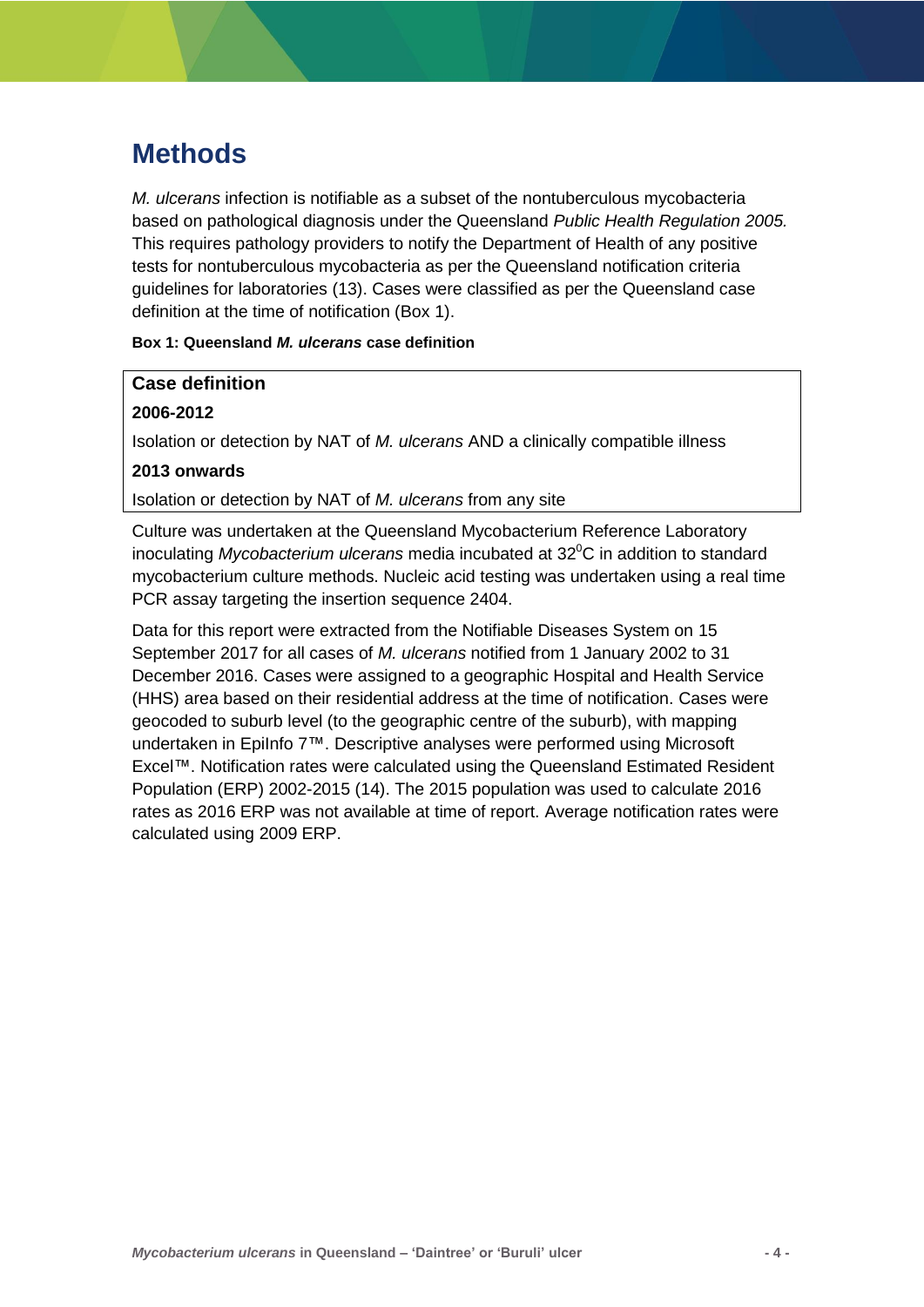# Methods

*M. ulcerans* infection is notifiable as a subset of the nontuberculous mycobacteria based on pathological diagnosis under the Queensland *Public Health Regulation 2005.* This requires pathology providers to notify the Department of Health of any positive tests for nontuberculous mycobacteria as per the Queensland notification criteria guidelines for laboratories (13). Cases were classified as per the Queensland case definition at the time of notification (Box 1).

**Box 1: Queensland *M. ulcerans* case definition**

| **Case definition** |
|---|
| **2006-2012** |
| Isolation or detection by NAT of *M. ulcerans* AND a clinically compatible illness |
| **2013 onwards** |
| Isolation or detection by NAT of *M. ulcerans* from any site |

Culture was undertaken at the Queensland Mycobacterium Reference Laboratory inoculating *Mycobacterium ulcerans* media incubated at 32$^0$C in addition to standard mycobacterium culture methods. Nucleic acid testing was undertaken using a real time PCR assay targeting the insertion sequence 2404.

Data for this report were extracted from the Notifiable Diseases System on 15 September 2017 for all cases of *M. ulcerans* notified from 1 January 2002 to 31 December 2016. Cases were assigned to a geographic Hospital and Health Service (HHS) area based on their residential address at the time of notification. Cases were geocoded to suburb level (to the geographic centre of the suburb), with mapping undertaken in EpiInfo 7™. Descriptive analyses were performed using Microsoft Excel™. Notification rates were calculated using the Queensland Estimated Resident Population (ERP) 2002-2015 (14). The 2015 population was used to calculate 2016 rates as 2016 ERP was not available at time of report. Average notification rates were calculated using 2009 ERP.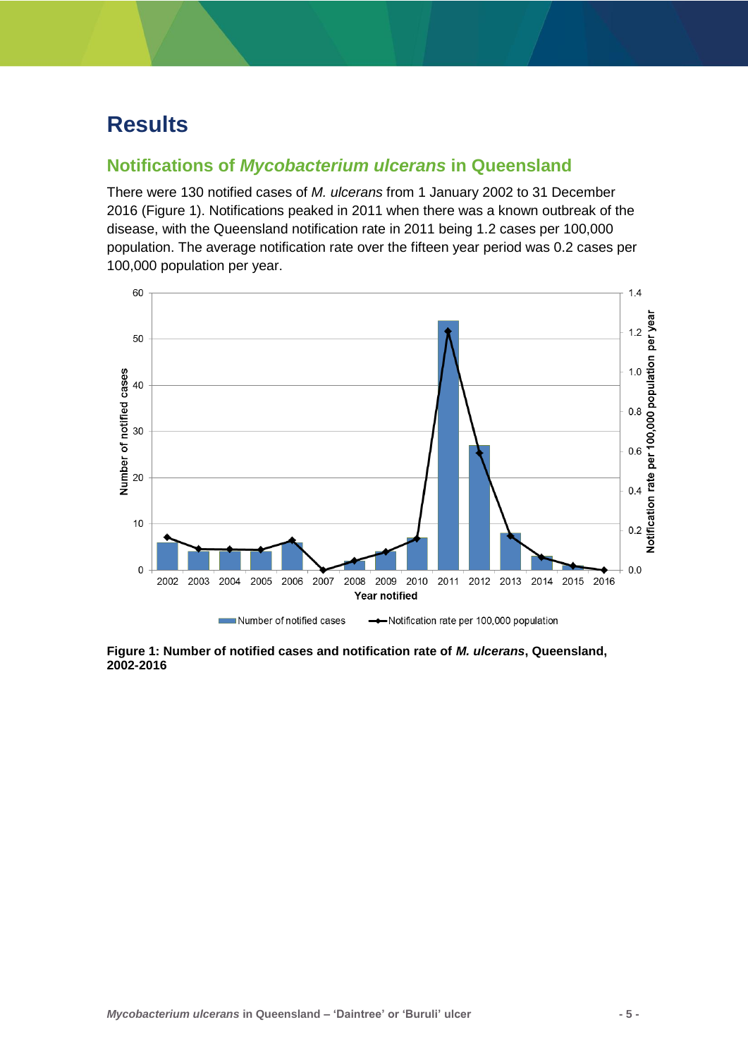# Results

## Notifications of *Mycobacterium ulcerans* in Queensland

There were 130 notified cases of *M. ulcerans* from 1 January 2002 to 31 December 2016 (Figure 1). Notifications peaked in 2011 when there was a known outbreak of the disease, with the Queensland notification rate in 2011 being 1.2 cases per 100,000 population. The average notification rate over the fifteen year period was 0.2 cases per 100,000 population per year.

**Figure 1: Number of notified cases and notification rate of *M. ulcerans*, Queensland, 2002-2016**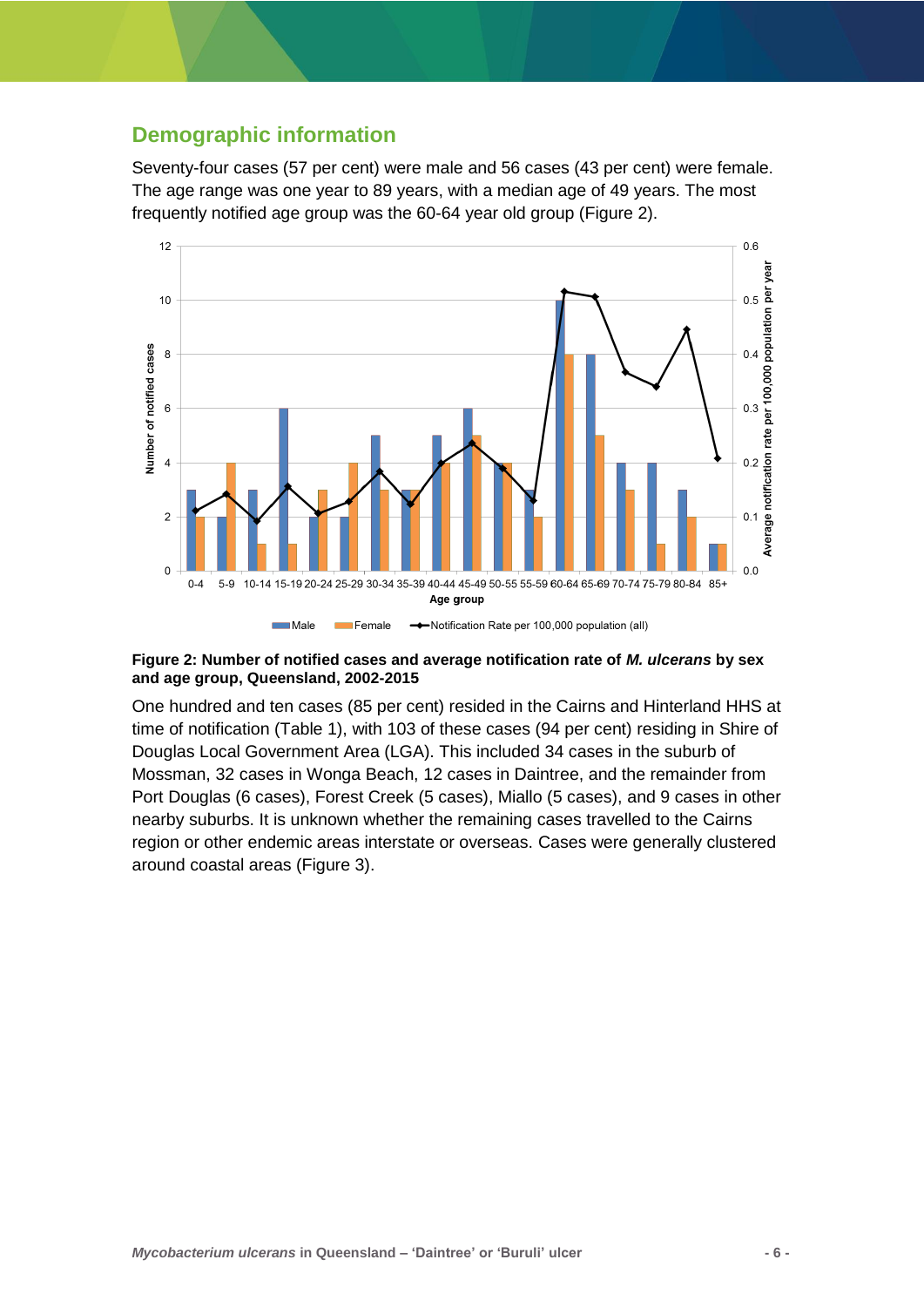## Demographic information

Seventy-four cases (57 per cent) were male and 56 cases (43 per cent) were female. The age range was one year to 89 years, with a median age of 49 years. The most frequently notified age group was the 60-64 year old group (Figure 2).

**Figure 2: Number of notified cases and average notification rate of *M. ulcerans* by sex and age group, Queensland, 2002-2015**

One hundred and ten cases (85 per cent) resided in the Cairns and Hinterland HHS at time of notification (Table 1), with 103 of these cases (94 per cent) residing in Shire of Douglas Local Government Area (LGA). This included 34 cases in the suburb of Mossman, 32 cases in Wonga Beach, 12 cases in Daintree, and the remainder from Port Douglas (6 cases), Forest Creek (5 cases), Miallo (5 cases), and 9 cases in other nearby suburbs. It is unknown whether the remaining cases travelled to the Cairns region or other endemic areas interstate or overseas. Cases were generally clustered around coastal areas (Figure 3).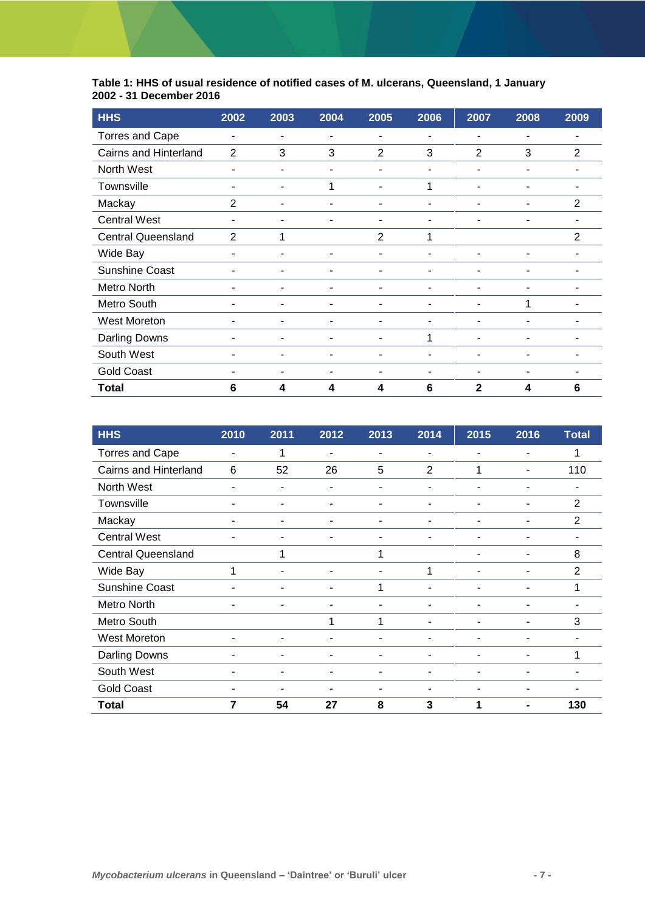**Table 1: HHS of usual residence of notified cases of M. ulcerans, Queensland, 1 January 2002 - 31 December 2016**

| HHS | 2002 | 2003 | 2004 | 2005 | 2006 | 2007 | 2008 | 2009 |
|---|---|---|---|---|---|---|---|---|
| Torres and Cape | - | - | - | - | - | - | - | - |
| Cairns and Hinterland | 2 | 3 | 3 | 2 | 3 | 2 | 3 | 2 |
| North West | - | - | - | - | - | - | - | - |
| Townsville | - | - | 1 | - | 1 | - | - | - |
| Mackay | 2 | - | - | - | - | - | - | 2 |
| Central West | - | - | - | - | - | - | - | - |
| Central Queensland | 2 | 1 | | 2 | 1 | | | 2 |
| Wide Bay | - | - | - | - | - | - | - | - |
| Sunshine Coast | - | - | - | - | - | - | - | - |
| Metro North | - | - | - | - | - | - | - | - |
| Metro South | - | - | - | - | - | - | 1 | - |
| West Moreton | - | - | - | - | - | - | - | - |
| Darling Downs | - | - | - | - | 1 | - | - | - |
| South West | - | - | - | - | - | - | - | - |
| Gold Coast | - | - | - | - | - | - | - | - |
| **Total** | **6** | **4** | **4** | **4** | **6** | **2** | **4** | **6** |

| HHS | 2010 | 2011 | 2012 | 2013 | 2014 | 2015 | 2016 | Total |
|---|---|---|---|---|---|---|---|---|
| Torres and Cape | - | 1 | - | - | - | - | - | 1 |
| Cairns and Hinterland | 6 | 52 | 26 | 5 | 2 | 1 | - | 110 |
| North West | - | - | - | - | - | - | - | - |
| Townsville | - | - | - | - | - | - | - | 2 |
| Mackay | - | - | - | - | - | - | - | 2 |
| Central West | - | - | - | - | - | - | - | - |
| Central Queensland | | 1 | | 1 | | - | - | 8 |
| Wide Bay | 1 | - | - | - | 1 | - | - | 2 |
| Sunshine Coast | - | - | - | 1 | - | - | - | 1 |
| Metro North | - | - | - | - | - | - | - | - |
| Metro South | | | 1 | 1 | - | - | - | 3 |
| West Moreton | - | - | - | - | - | - | - | - |
| Darling Downs | - | - | - | - | - | - | - | 1 |
| South West | - | - | - | - | - | - | - | - |
| Gold Coast | - | - | - | - | - | - | - | - |
| **Total** | **7** | **54** | **27** | **8** | **3** | **1** | **-** | **130** |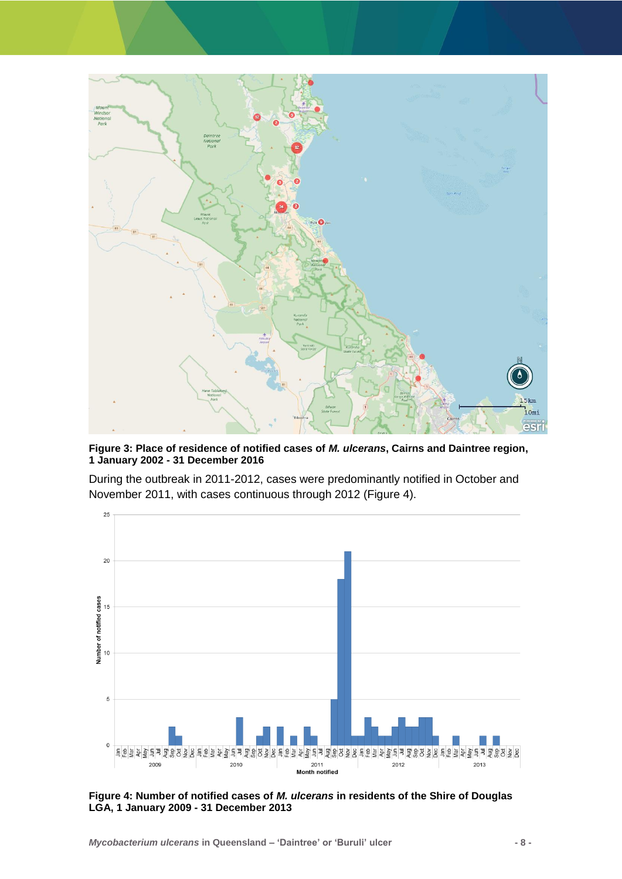**Figure 3: Place of residence of notified cases of *M. ulcerans*, Cairns and Daintree region, 1 January 2002 - 31 December 2016**

During the outbreak in 2011-2012, cases were predominantly notified in October and November 2011, with cases continuous through 2012 (Figure 4).

**Figure 4: Number of notified cases of *M. ulcerans* in residents of the Shire of Douglas LGA, 1 January 2009 - 31 December 2013**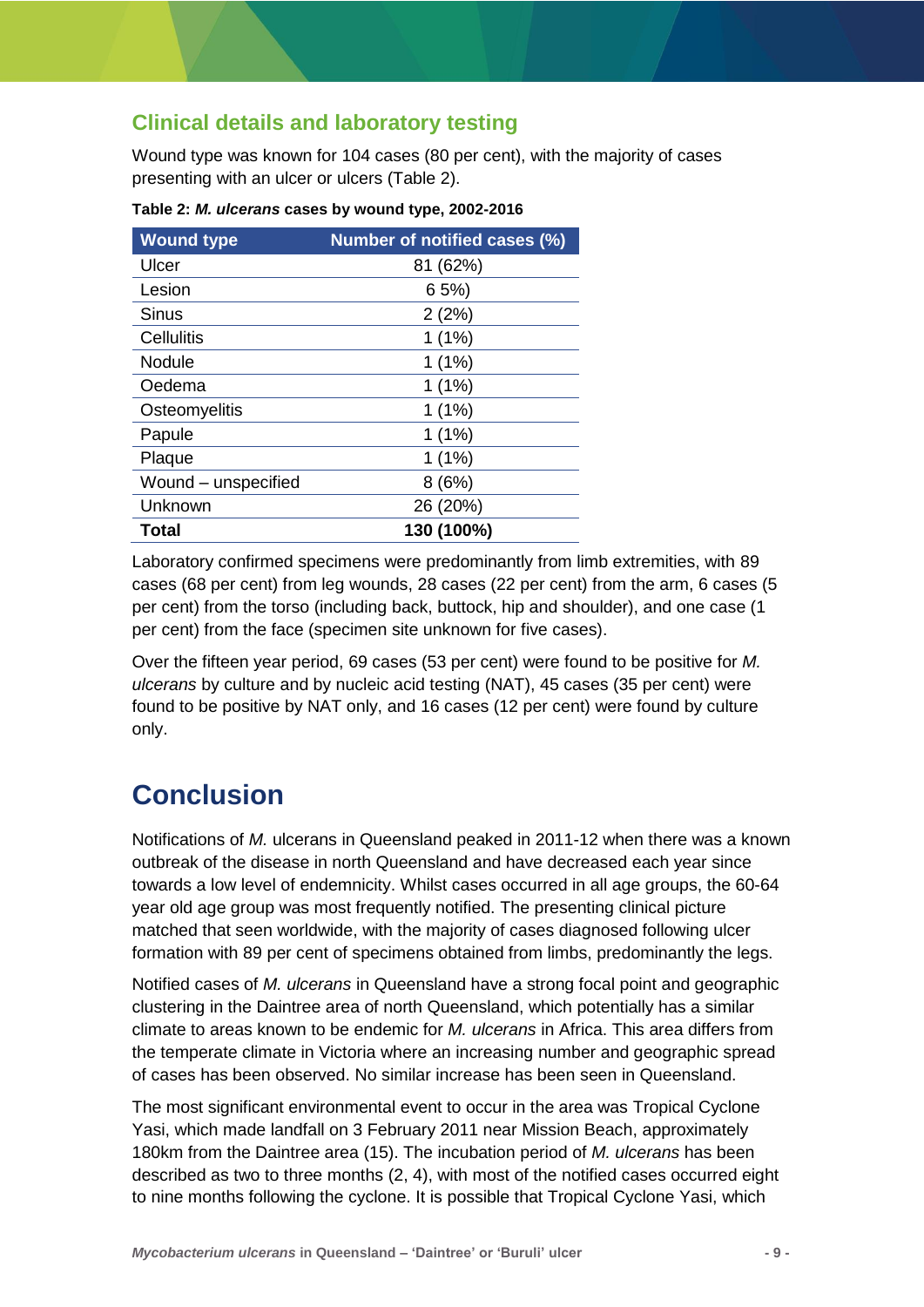## Clinical details and laboratory testing

Wound type was known for 104 cases (80 per cent), with the majority of cases presenting with an ulcer or ulcers (Table 2).

**Table 2: *M. ulcerans* cases by wound type, 2002-2016**

| Wound type | Number of notified cases (%) |
|---|---|
| Ulcer | 81 (62%) |
| Lesion | 6 5%) |
| Sinus | 2 (2%) |
| Cellulitis | 1 (1%) |
| Nodule | 1 (1%) |
| Oedema | 1 (1%) |
| Osteomyelitis | 1 (1%) |
| Papule | 1 (1%) |
| Plaque | 1 (1%) |
| Wound – unspecified | 8 (6%) |
| Unknown | 26 (20%) |
| **Total** | **130 (100%)** |

Laboratory confirmed specimens were predominantly from limb extremities, with 89 cases (68 per cent) from leg wounds, 28 cases (22 per cent) from the arm, 6 cases (5 per cent) from the torso (including back, buttock, hip and shoulder), and one case (1 per cent) from the face (specimen site unknown for five cases).

Over the fifteen year period, 69 cases (53 per cent) were found to be positive for *M. ulcerans* by culture and by nucleic acid testing (NAT), 45 cases (35 per cent) were found to be positive by NAT only, and 16 cases (12 per cent) were found by culture only.

# Conclusion

Notifications of *M.* ulcerans in Queensland peaked in 2011-12 when there was a known outbreak of the disease in north Queensland and have decreased each year since towards a low level of endemicity. Whilst cases occurred in all age groups, the 60-64 year old age group was most frequently notified. The presenting clinical picture matched that seen worldwide, with the majority of cases diagnosed following ulcer formation with 89 per cent of specimens obtained from limbs, predominantly the legs.

Notified cases of *M. ulcerans* in Queensland have a strong focal point and geographic clustering in the Daintree area of north Queensland, which potentially has a similar climate to areas known to be endemic for *M. ulcerans* in Africa. This area differs from the temperate climate in Victoria where an increasing number and geographic spread of cases has been observed. No similar increase has been seen in Queensland.

The most significant environmental event to occur in the area was Tropical Cyclone Yasi, which made landfall on 3 February 2011 near Mission Beach, approximately 180km from the Daintree area (15). The incubation period of *M. ulcerans* has been described as two to three months (2, 4), with most of the notified cases occurred eight to nine months following the cyclone. It is possible that Tropical Cyclone Yasi, which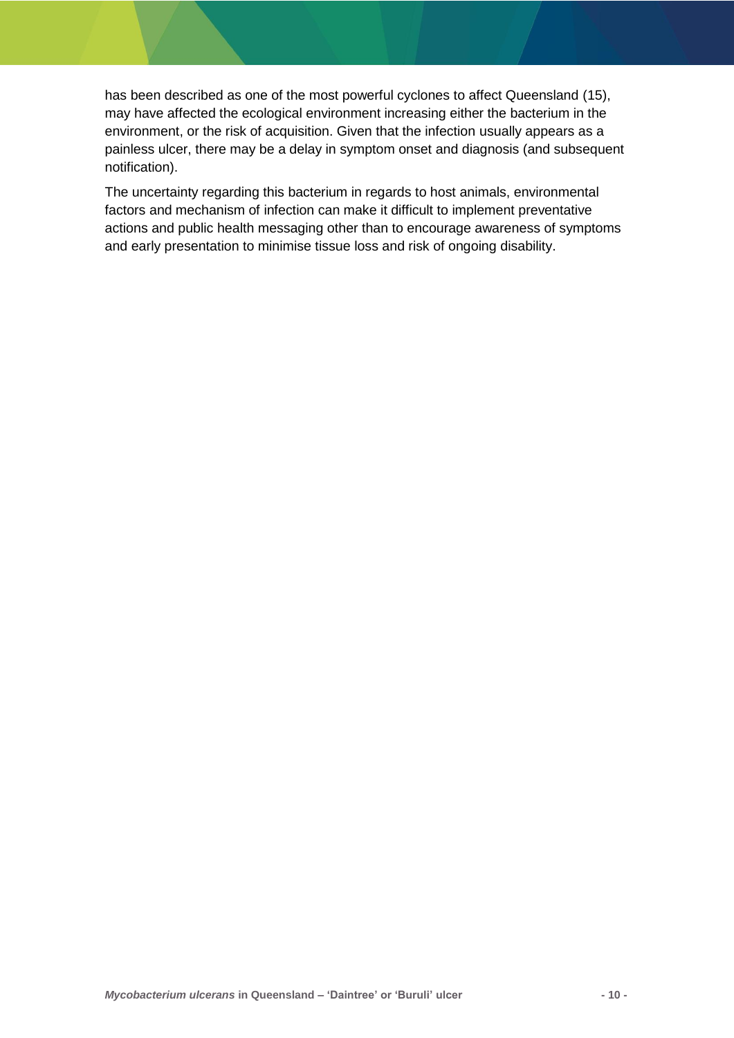has been described as one of the most powerful cyclones to affect Queensland (15), may have affected the ecological environment increasing either the bacterium in the environment, or the risk of acquisition. Given that the infection usually appears as a painless ulcer, there may be a delay in symptom onset and diagnosis (and subsequent notification).

The uncertainty regarding this bacterium in regards to host animals, environmental factors and mechanism of infection can make it difficult to implement preventative actions and public health messaging other than to encourage awareness of symptoms and early presentation to minimise tissue loss and risk of ongoing disability.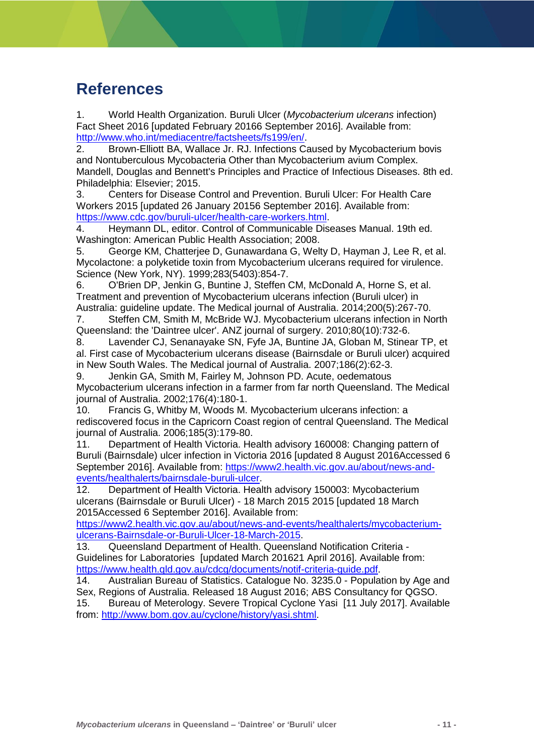# References

1. World Health Organization. Buruli Ulcer (*Mycobacterium ulcerans* infection) Fact Sheet 2016 [updated February 20166 September 2016]. Available from: http://www.who.int/mediacentre/factsheets/fs199/en/.
2. Brown-Elliott BA, Wallace Jr. RJ. Infections Caused by Mycobacterium bovis and Nontuberculous Mycobacteria Other than Mycobacterium avium Complex. Mandell, Douglas and Bennett's Principles and Practice of Infectious Diseases. 8th ed. Philadelphia: Elsevier; 2015.
3. Centers for Disease Control and Prevention. Buruli Ulcer: For Health Care Workers 2015 [updated 26 January 20156 September 2016]. Available from: https://www.cdc.gov/buruli-ulcer/health-care-workers.html.
4. Heymann DL, editor. Control of Communicable Diseases Manual. 19th ed. Washington: American Public Health Association; 2008.
5. George KM, Chatterjee D, Gunawardana G, Welty D, Hayman J, Lee R, et al. Mycolactone: a polyketide toxin from Mycobacterium ulcerans required for virulence. Science (New York, NY). 1999;283(5403):854-7.
6. O'Brien DP, Jenkin G, Buntine J, Steffen CM, McDonald A, Horne S, et al. Treatment and prevention of Mycobacterium ulcerans infection (Buruli ulcer) in Australia: guideline update. The Medical journal of Australia. 2014;200(5):267-70.
7. Steffen CM, Smith M, McBride WJ. Mycobacterium ulcerans infection in North Queensland: the 'Daintree ulcer'. ANZ journal of surgery. 2010;80(10):732-6.
8. Lavender CJ, Senanayake SN, Fyfe JA, Buntine JA, Globan M, Stinear TP, et al. First case of Mycobacterium ulcerans disease (Bairnsdale or Buruli ulcer) acquired in New South Wales. The Medical journal of Australia. 2007;186(2):62-3.
9. Jenkin GA, Smith M, Fairley M, Johnson PD. Acute, oedematous Mycobacterium ulcerans infection in a farmer from far north Queensland. The Medical journal of Australia. 2002;176(4):180-1.
10. Francis G, Whitby M, Woods M. Mycobacterium ulcerans infection: a rediscovered focus in the Capricorn Coast region of central Queensland. The Medical journal of Australia. 2006;185(3):179-80.
11. Department of Health Victoria. Health advisory 160008: Changing pattern of Buruli (Bairnsdale) ulcer infection in Victoria 2016 [updated 8 August 2016Accessed 6 September 2016]. Available from: https://www2.health.vic.gov.au/about/news-and-events/healthalerts/bairnsdale-buruli-ulcer.
12. Department of Health Victoria. Health advisory 150003: Mycobacterium ulcerans (Bairnsdale or Buruli Ulcer) - 18 March 2015 2015 [updated 18 March 2015Accessed 6 September 2016]. Available from: https://www2.health.vic.gov.au/about/news-and-events/healthalerts/mycobacterium-ulcerans-Bairnsdale-or-Buruli-Ulcer-18-March-2015.
13. Queensland Department of Health. Queensland Notification Criteria - Guidelines for Laboratories [updated March 201621 April 2016]. Available from: https://www.health.qld.gov.au/cdcg/documents/notif-criteria-guide.pdf.
14. Australian Bureau of Statistics. Catalogue No. 3235.0 - Population by Age and Sex, Regions of Australia. Released 18 August 2016; ABS Consultancy for QGSO.
15. Bureau of Meterology. Severe Tropical Cyclone Yasi [11 July 2017]. Available from: http://www.bom.gov.au/cyclone/history/yasi.shtml.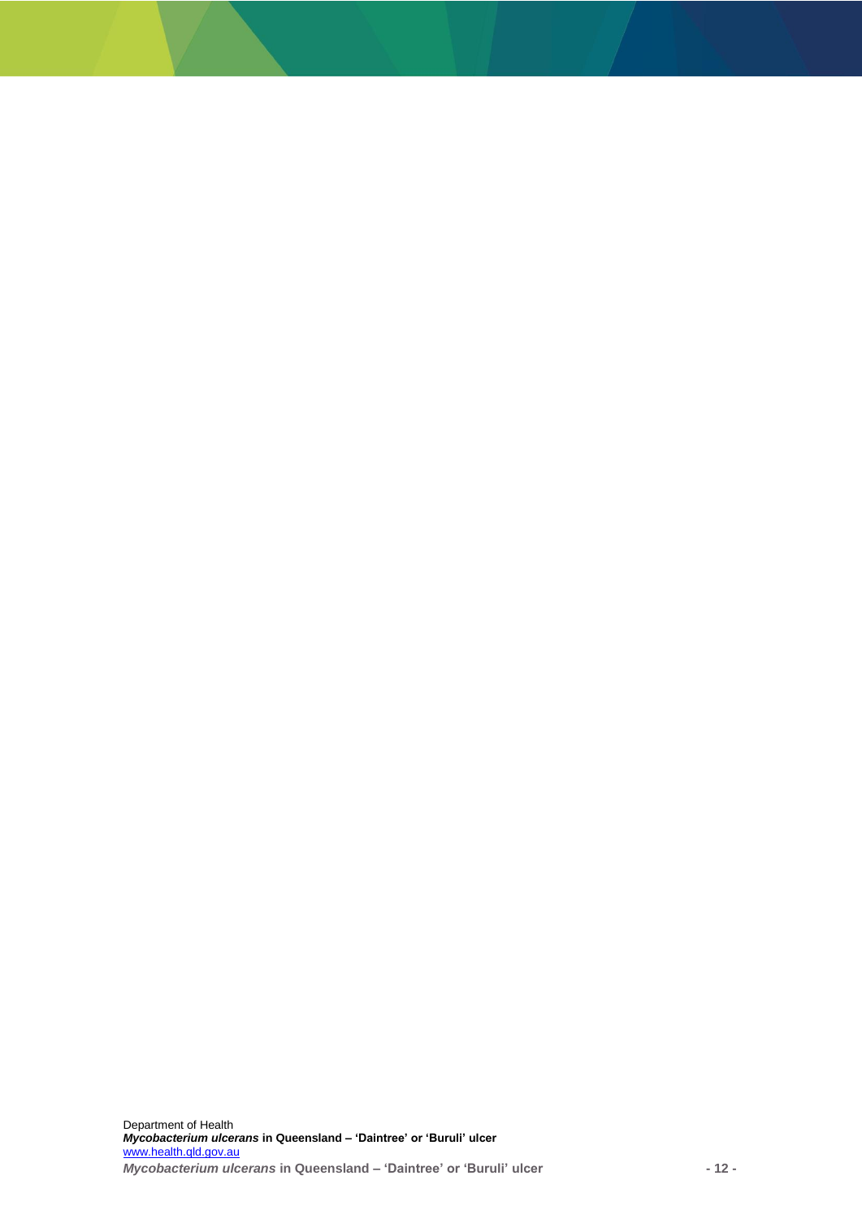Department of Health
***Mycobacterium ulcerans* in Queensland – 'Daintree' or 'Buruli' ulcer**
www.health.qld.gov.au